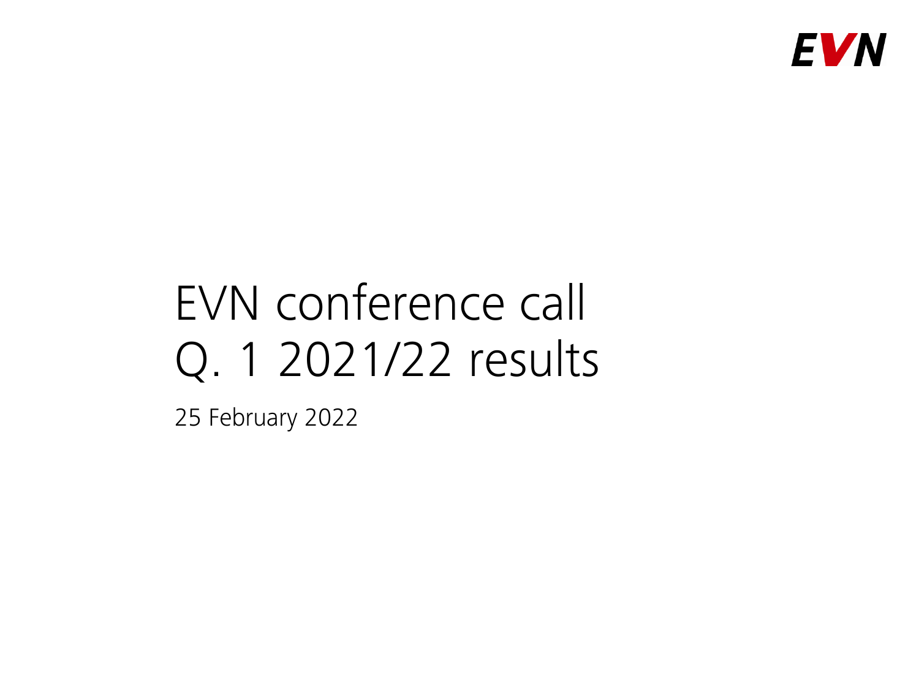EVN

# EVN conference call Q. 1 2021/22 results

25 February 2022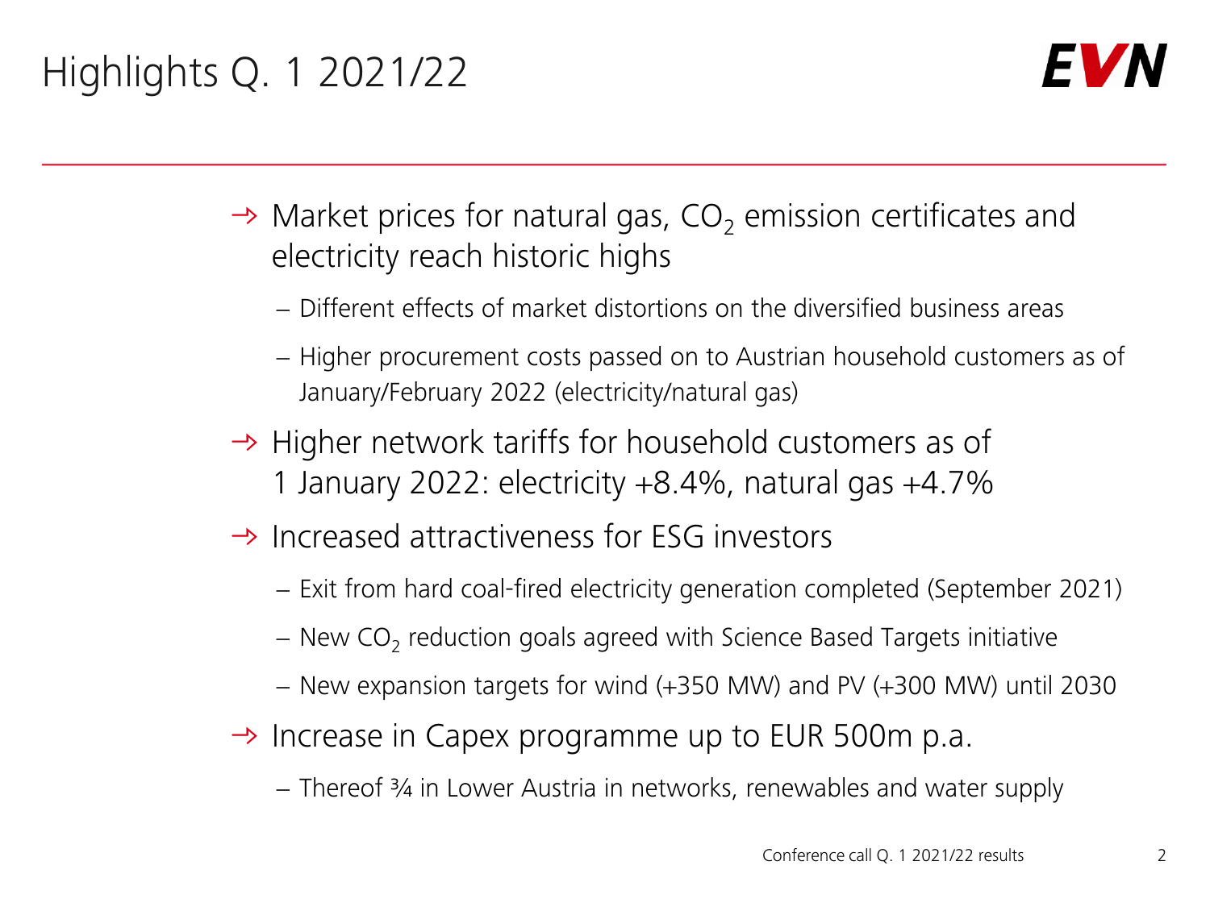# Highlights Q. 1 2021/22

- Market prices for natural gas, $CO_2$ emission certificates and electricity reach historic highs
  - Different effects of market distortions on the diversified business areas
  - Higher procurement costs passed on to Austrian household customers as of January/February 2022 (electricity/natural gas)
- Higher network tariffs for household customers as of 1 January 2022: electricity +8.4%, natural gas +4.7%
- Increased attractiveness for ESG investors
  - Exit from hard coal-fired electricity generation completed (September 2021)
  - New $CO_2$ reduction goals agreed with Science Based Targets initiative
  - New expansion targets for wind (+350 MW) and PV (+300 MW) until 2030
- Increase in Capex programme up to EUR 500m p.a.
  - Thereof ¾ in Lower Austria in networks, renewables and water supply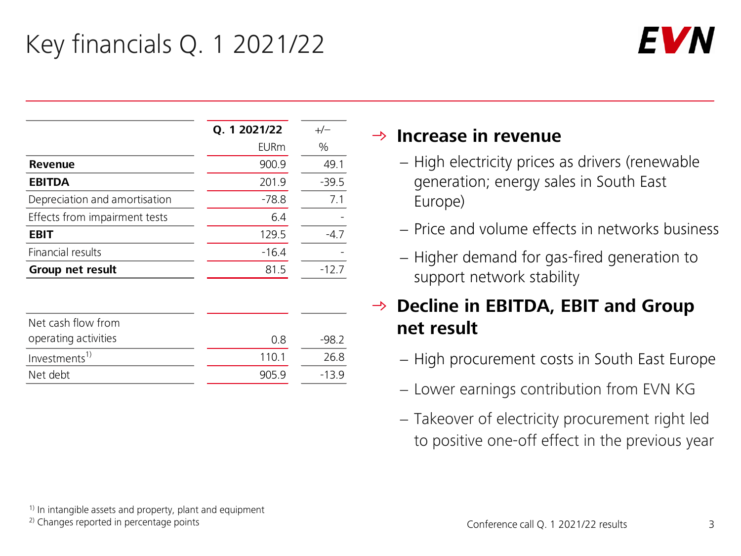# Key financials Q. 1 2021/22

| | Q. 1 2021/22 EURm | +/– % |
|---|---|---|
| **Revenue** | 900.9 | 49.1 |
| **EBITDA** | 201.9 | -39.5 |
| Depreciation and amortisation | -78.8 | 7.1 |
| Effects from impairment tests | 6.4 | - |
| **EBIT** | 129.5 | -4.7 |
| Financial results | -16.4 | - |
| **Group net result** | 81.5 | -12.7 |

| | | |
|---|---|---|
| Net cash flow from operating activities | 0.8 | -98.2 |
| Investments[1] | 110.1 | 26.8 |
| Net debt | 905.9 | -13.9 |

→ **Increase in revenue**

- High electricity prices as drivers (renewable generation; energy sales in South East Europe)
- Price and volume effects in networks business
- Higher demand for gas-fired generation to support network stability

→ **Decline in EBITDA, EBIT and Group net result**

- High procurement costs in South East Europe
- Lower earnings contribution from EVN KG
- Takeover of electricity procurement right led to positive one-off effect in the previous year

[1] In intangible assets and property, plant and equipment
[2] Changes reported in percentage points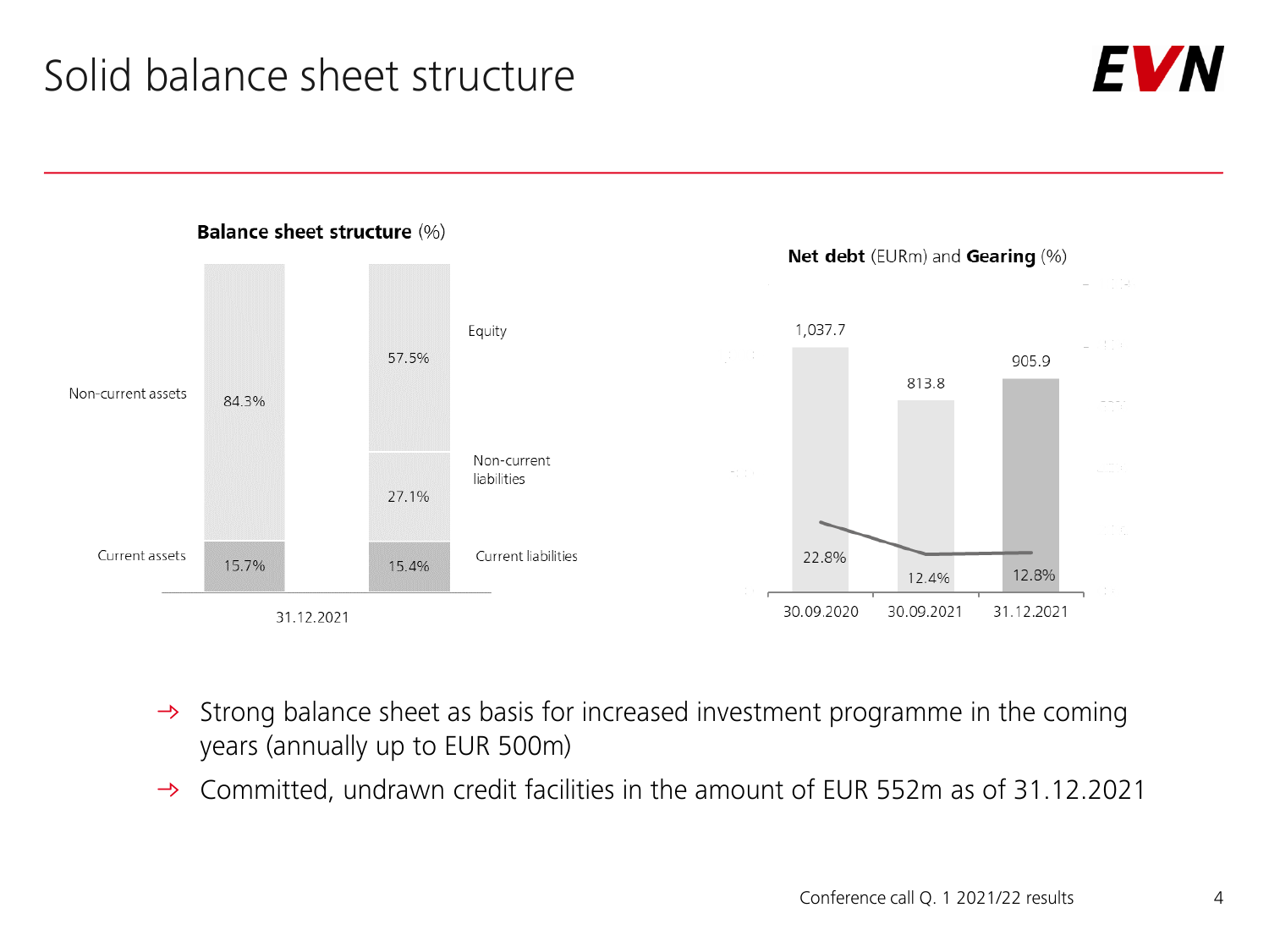# Solid balance sheet structure

**Balance sheet structure** (%)

| 31.12.2021 | Assets | | Equity and liabilities | |
|---|---|---|---|---|
| | Non-current assets | 84.3% | Equity | 57.5% |
| | | | Non-current liabilities | 27.1% |
| | Current assets | 15.7% | Current liabilities | 15.4% |

**Net debt** (EURm) and **Gearing** (%)

| | 30.09.2020 | 30.09.2021 | 31.12.2021 |
|---|---|---|---|
| Net debt (EURm) | 1,037.7 | 813.8 | 905.9 |
| Gearing (%) | 22.8% | 12.4% | 12.8% |

- → Strong balance sheet as basis for increased investment programme in the coming years (annually up to EUR 500m)
- → Committed, undrawn credit facilities in the amount of EUR 552m as of 31.12.2021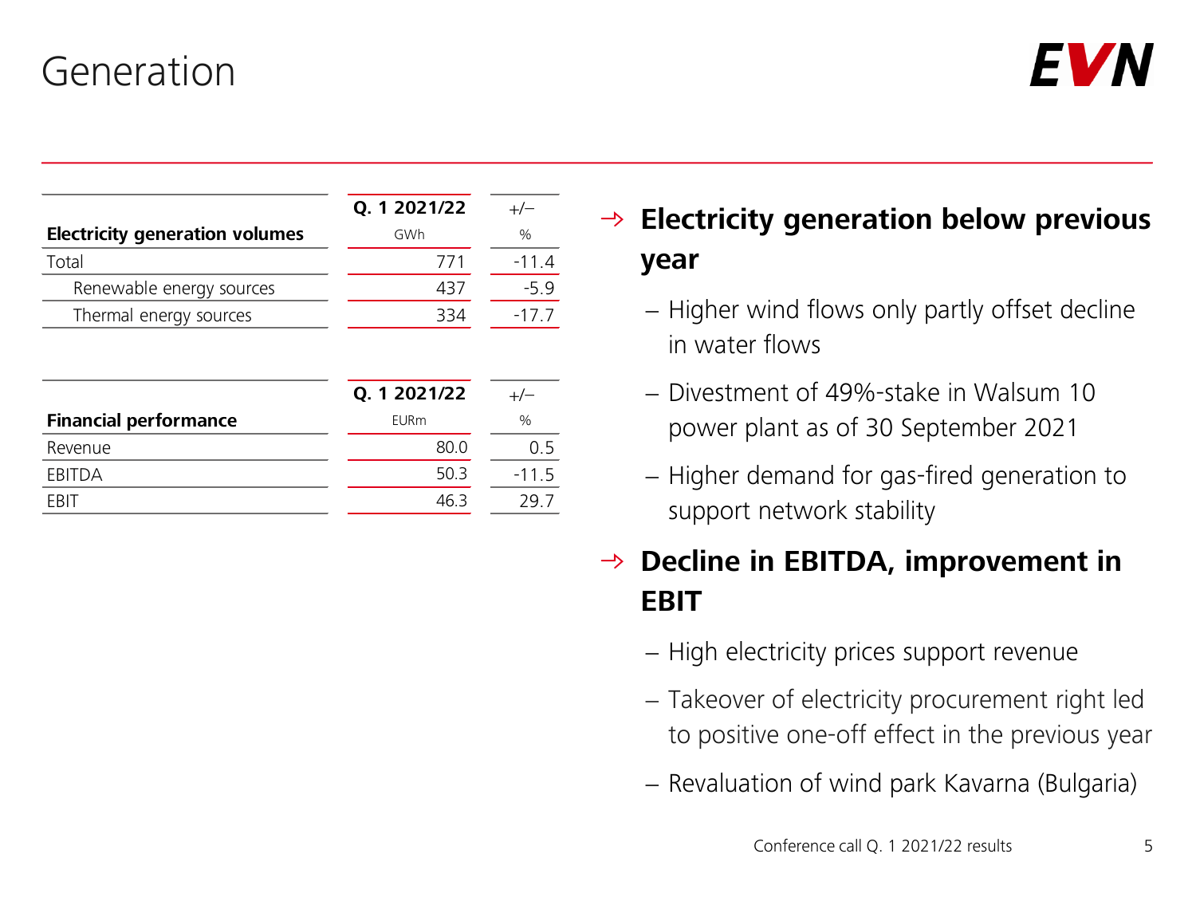# Generation

| Electricity generation volumes | Q. 1 2021/22<br>GWh | +/–<br>% |
|---|---|---|
| Total | 771 | -11.4 |
| Renewable energy sources | 437 | -5.9 |
| Thermal energy sources | 334 | -17.7 |

| Financial performance | Q. 1 2021/22<br>EURm | +/–<br>% |
|---|---|---|
| Revenue | 80.0 | 0.5 |
| EBITDA | 50.3 | -11.5 |
| EBIT | 46.3 | 29.7 |

- **Electricity generation below previous year**
  - Higher wind flows only partly offset decline in water flows
  - Divestment of 49%-stake in Walsum 10 power plant as of 30 September 2021
  - Higher demand for gas-fired generation to support network stability
- **Decline in EBITDA, improvement in EBIT**
  - High electricity prices support revenue
  - Takeover of electricity procurement right led to positive one-off effect in the previous year
  - Revaluation of wind park Kavarna (Bulgaria)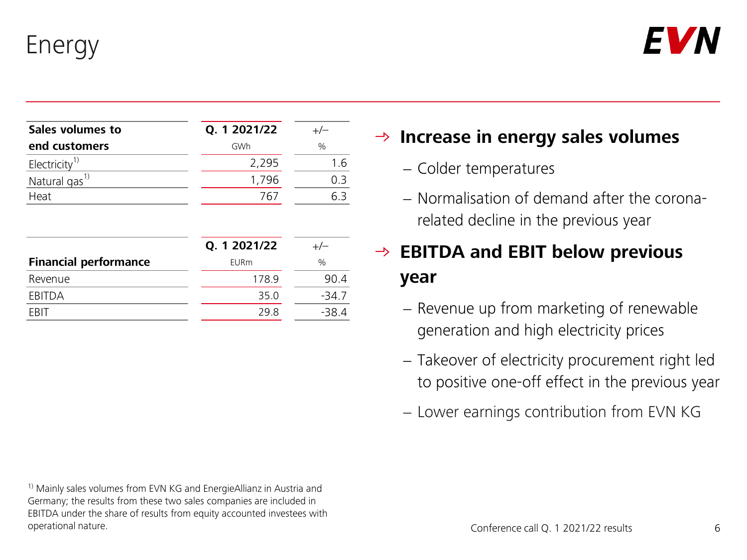# Energy

| Sales volumes to end customers | Q. 1 2021/22 GWh | +/– % |
|---|---|---|
| Electricity[1] | 2,295 | 1.6 |
| Natural gas[1] | 1,796 | 0.3 |
| Heat | 767 | 6.3 |

| Financial performance | Q. 1 2021/22 EURm | +/– % |
|---|---|---|
| Revenue | 178.9 | 90.4 |
| EBITDA | 35.0 | -34.7 |
| EBIT | 29.8 | -38.4 |

→ **Increase in energy sales volumes**

- Colder temperatures
- Normalisation of demand after the corona-related decline in the previous year

→ **EBITDA and EBIT below previous year**

- Revenue up from marketing of renewable generation and high electricity prices
- Takeover of electricity procurement right led to positive one-off effect in the previous year
- Lower earnings contribution from EVN KG

[1] Mainly sales volumes from EVN KG and EnergieAllianz in Austria and Germany; the results from these two sales companies are included in EBITDA under the share of results from equity accounted investees with operational nature.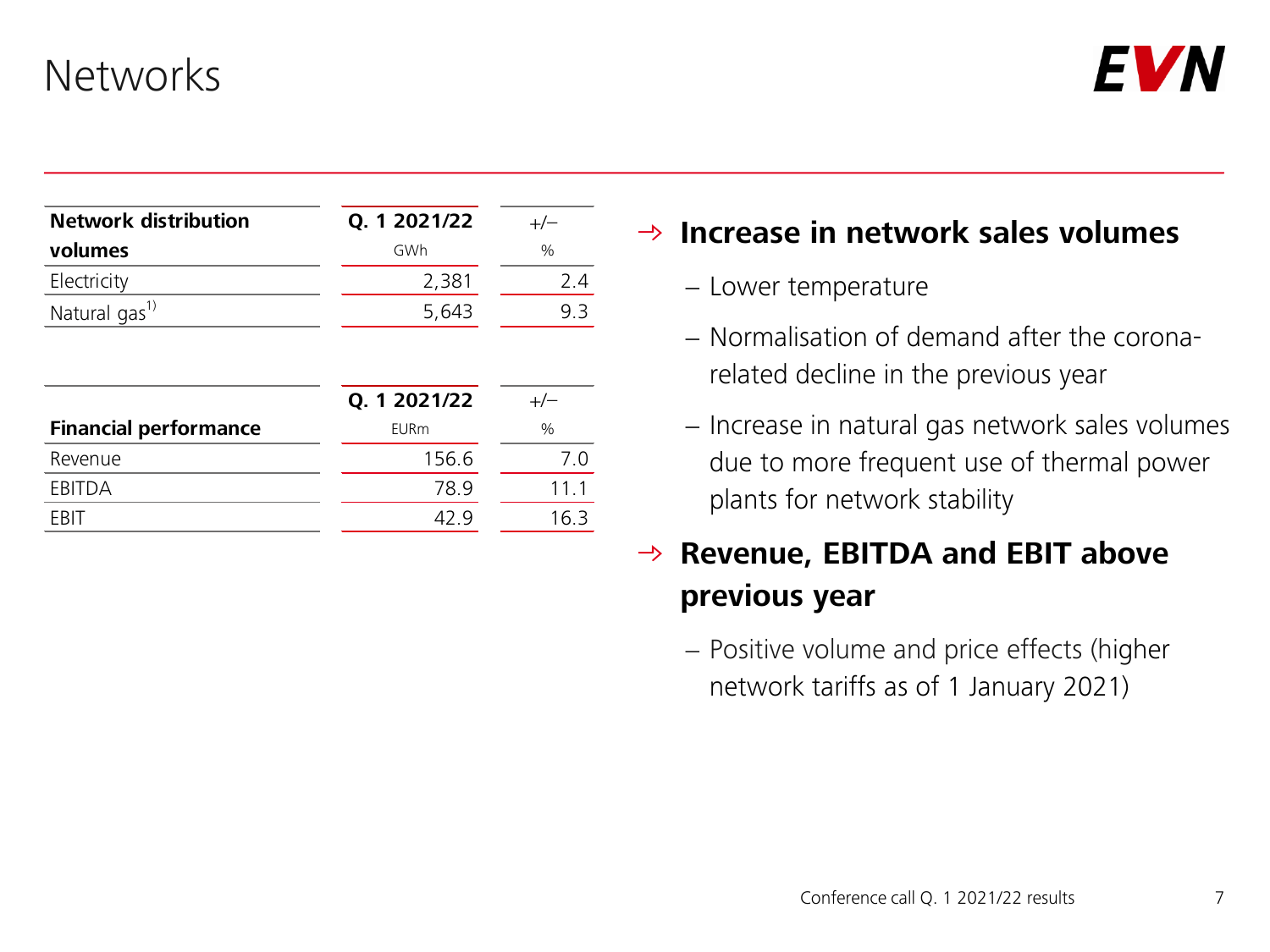# Networks

| Network distribution volumes | Q. 1 2021/22 GWh | +/– % |
|---|---|---|
| Electricity | 2,381 | 2.4 |
| Natural gas[1)] | 5,643 | 9.3 |

| Financial performance | Q. 1 2021/22 EURm | +/– % |
|---|---|---|
| Revenue | 156.6 | 7.0 |
| EBITDA | 78.9 | 11.1 |
| EBIT | 42.9 | 16.3 |

→ **Increase in network sales volumes**

- Lower temperature
- Normalisation of demand after the corona-related decline in the previous year
- Increase in natural gas network sales volumes due to more frequent use of thermal power plants for network stability

→ **Revenue, EBITDA and EBIT above previous year**

- Positive volume and price effects (higher network tariffs as of 1 January 2021)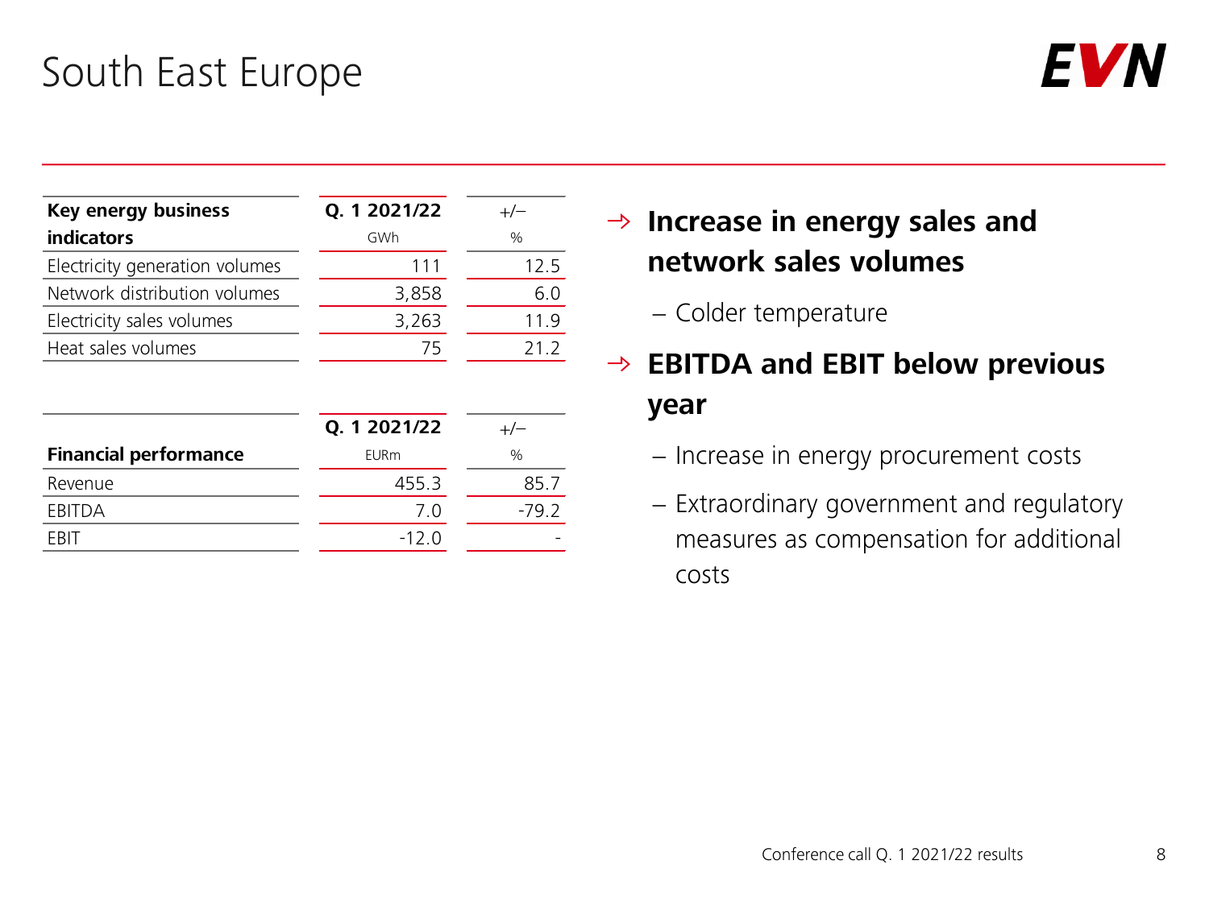# South East Europe

| Key energy business indicators | Q. 1 2021/22 GWh | +/– % |
|---|---|---|
| Electricity generation volumes | 111 | 12.5 |
| Network distribution volumes | 3,858 | 6.0 |
| Electricity sales volumes | 3,263 | 11.9 |
| Heat sales volumes | 75 | 21.2 |

| Financial performance | Q. 1 2021/22 EURm | +/– % |
|---|---|---|
| Revenue | 455.3 | 85.7 |
| EBITDA | 7.0 | -79.2 |
| EBIT | -12.0 | - |

- **Increase in energy sales and network sales volumes**
  - Colder temperature
- **EBITDA and EBIT below previous year**
  - Increase in energy procurement costs
  - Extraordinary government and regulatory measures as compensation for additional costs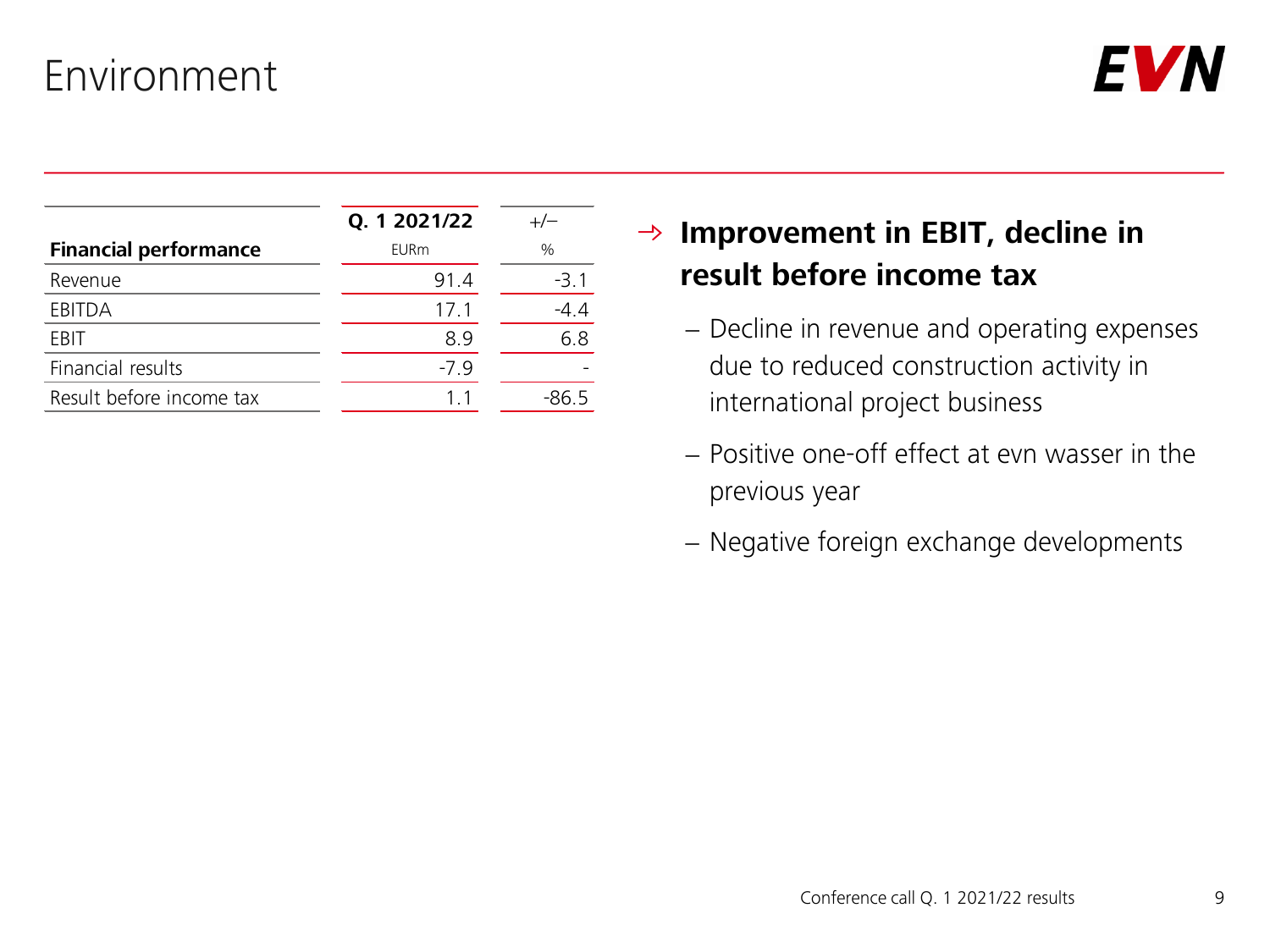# Environment

| Financial performance | Q. 1 2021/22<br>EURm | +/–<br>% |
|---|---|---|
| Revenue | 91.4 | -3.1 |
| EBITDA | 17.1 | -4.4 |
| EBIT | 8.9 | 6.8 |
| Financial results | -7.9 | - |
| Result before income tax | 1.1 | -86.5 |

→ **Improvement in EBIT, decline in result before income tax**

- Decline in revenue and operating expenses due to reduced construction activity in international project business
- Positive one-off effect at evn wasser in the previous year
- Negative foreign exchange developments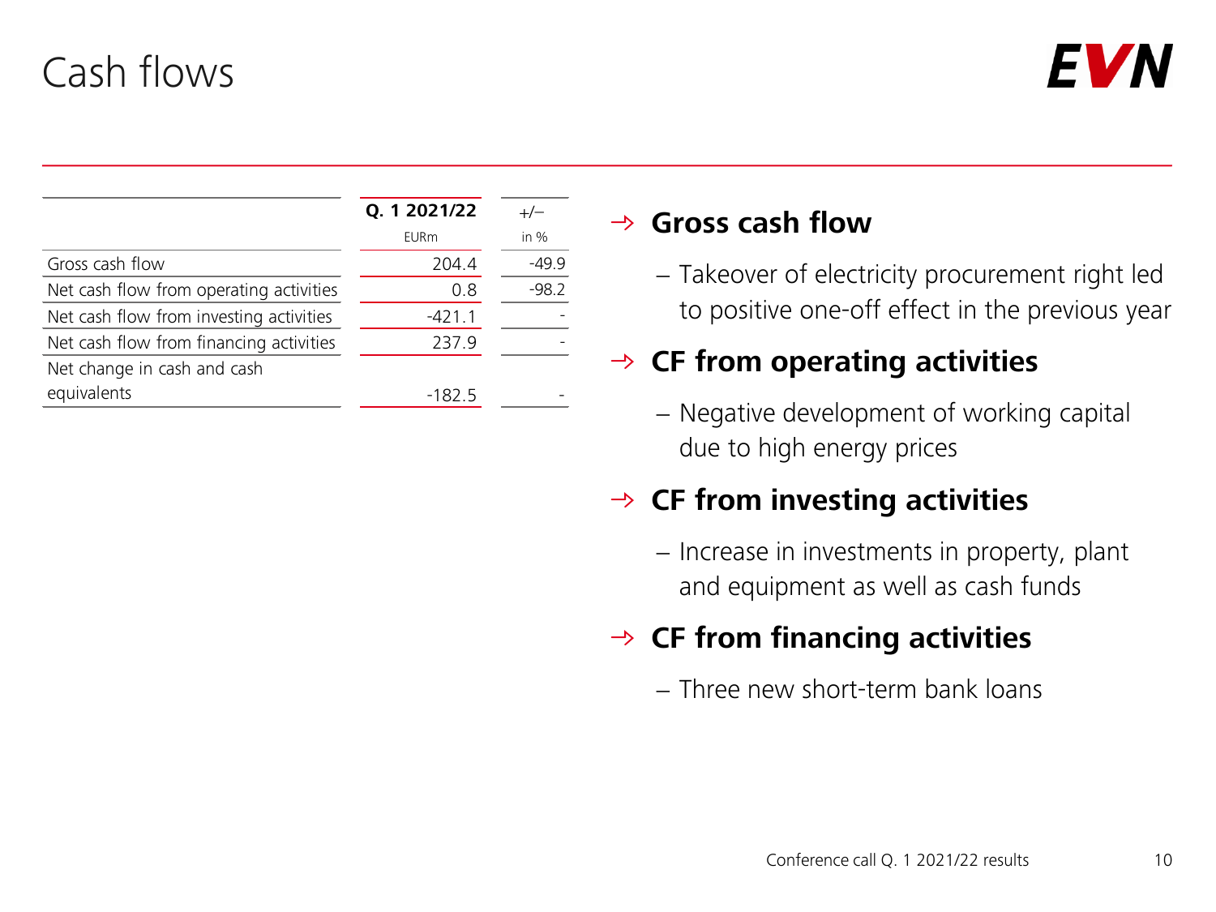# Cash flows

| | Q. 1 2021/22 EURm | +/– in % |
|---|---|---|
| Gross cash flow | 204.4 | -49.9 |
| Net cash flow from operating activities | 0.8 | -98.2 |
| Net cash flow from investing activities | -421.1 | - |
| Net cash flow from financing activities | 237.9 | - |
| Net change in cash and cash equivalents | -182.5 | - |

## → Gross cash flow

- Takeover of electricity procurement right led to positive one-off effect in the previous year

## → CF from operating activities

- Negative development of working capital due to high energy prices

## → CF from investing activities

- Increase in investments in property, plant and equipment as well as cash funds

## → CF from financing activities

- Three new short-term bank loans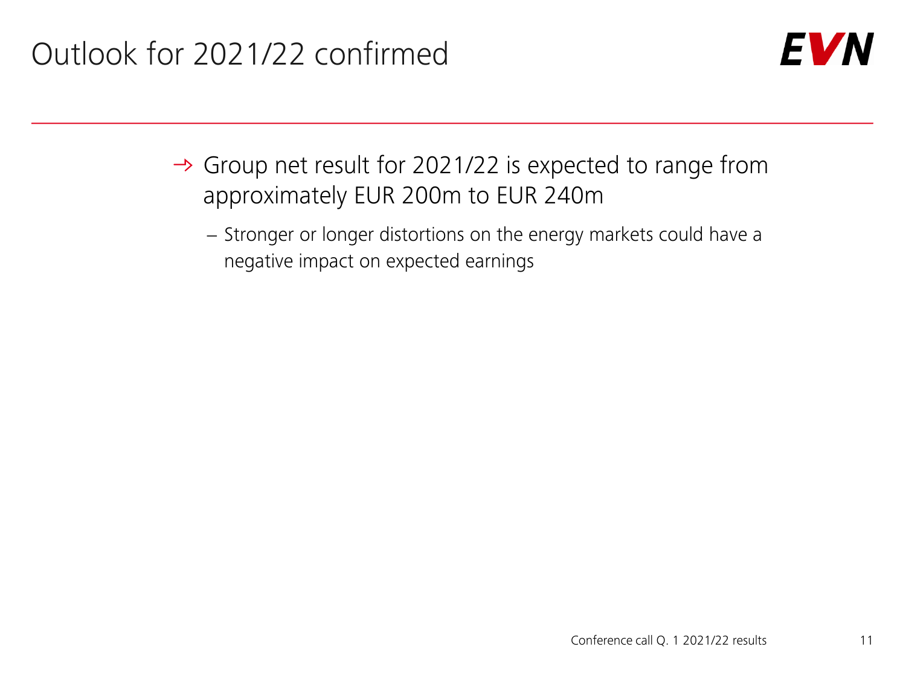# Outlook for 2021/22 confirmed

- Group net result for 2021/22 is expected to range from approximately EUR 200m to EUR 240m
  - Stronger or longer distortions on the energy markets could have a negative impact on expected earnings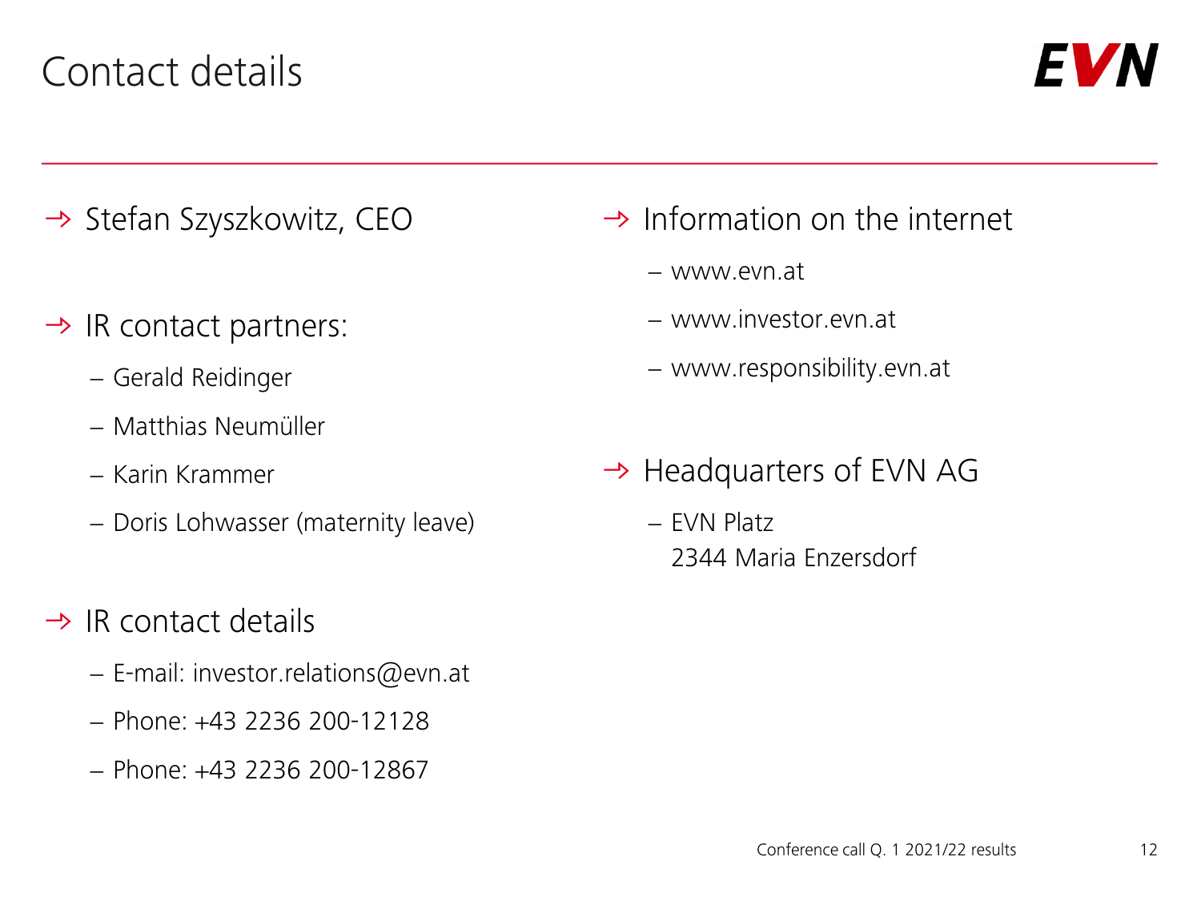# Contact details

- Stefan Szyszkowitz, CEO

- IR contact partners:
  - Gerald Reidinger
  - Matthias Neumüller
  - Karin Krammer
  - Doris Lohwasser (maternity leave)

- IR contact details
  - E-mail: investor.relations@evn.at
  - Phone: +43 2236 200-12128
  - Phone: +43 2236 200-12867

- Information on the internet
  - www.evn.at
  - www.investor.evn.at
  - www.responsibility.evn.at

- Headquarters of EVN AG
  - EVN Platz
    2344 Maria Enzersdorf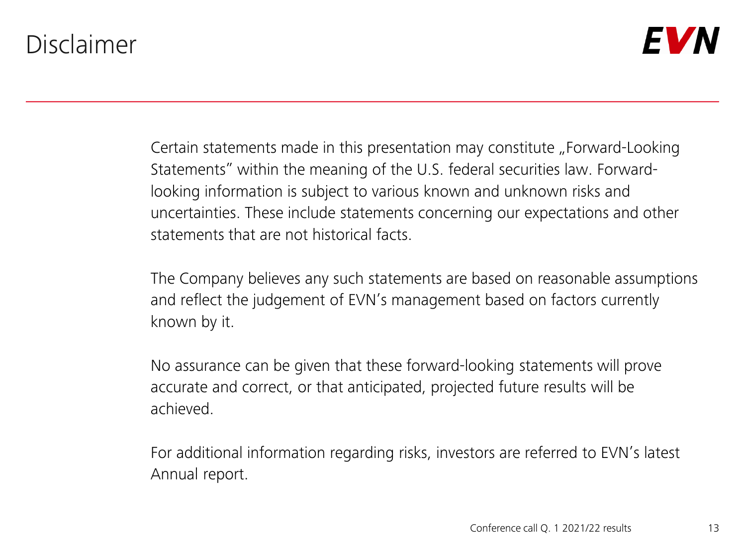# Disclaimer

Certain statements made in this presentation may constitute „Forward-Looking Statements" within the meaning of the U.S. federal securities law. Forward-looking information is subject to various known and unknown risks and uncertainties. These include statements concerning our expectations and other statements that are not historical facts.

The Company believes any such statements are based on reasonable assumptions and reflect the judgement of EVN's management based on factors currently known by it.

No assurance can be given that these forward-looking statements will prove accurate and correct, or that anticipated, projected future results will be achieved.

For additional information regarding risks, investors are referred to EVN's latest Annual report.